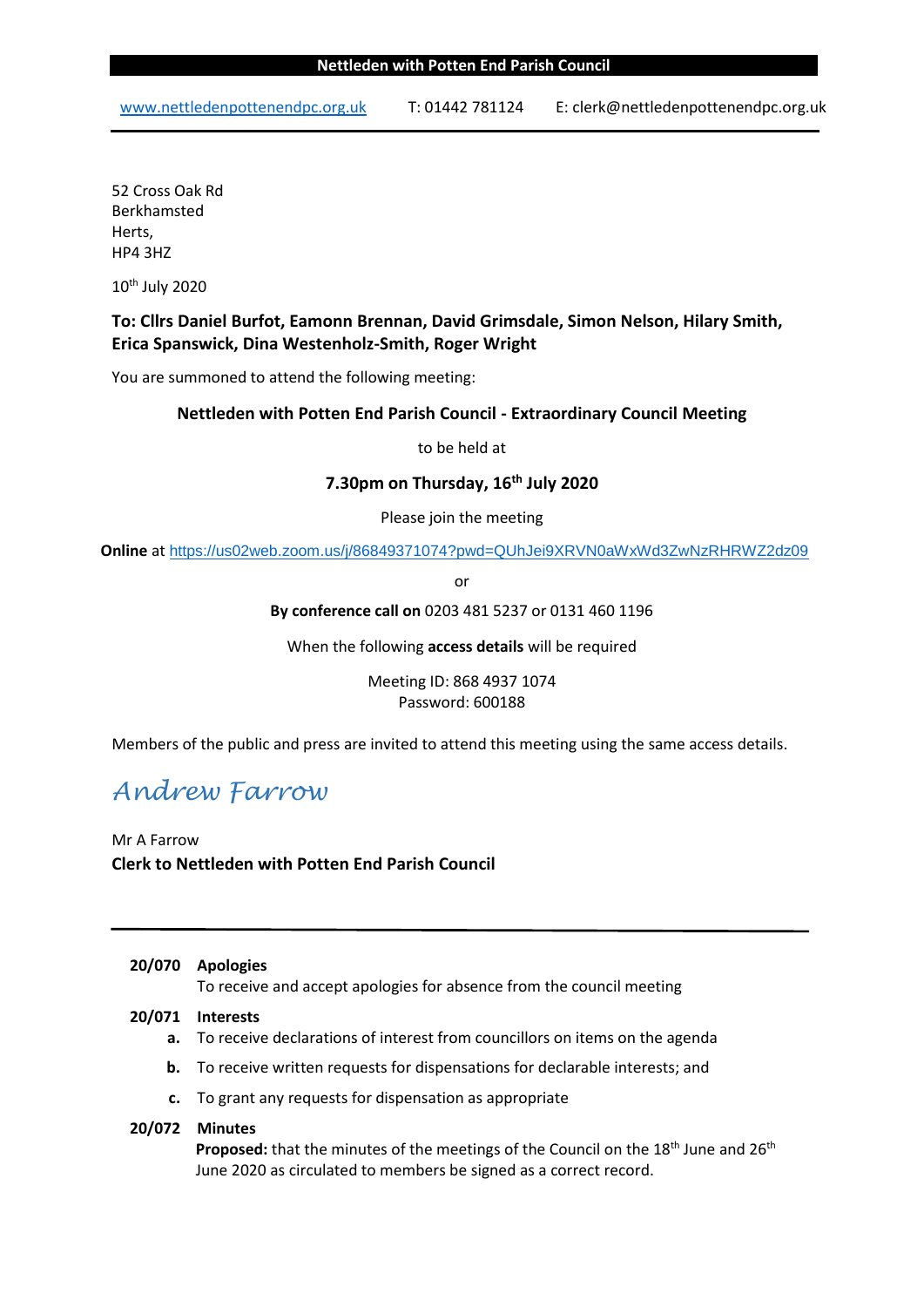**Nettleden with Potten End Parish Council**

www.nettledenpottenendpc.org.uk T: 01442 781124 E: clerk@nettledenpottenendpc.org.uk

52 Cross Oak Rd
Berkhamsted
Herts,
HP4 3HZ

10th July 2020

**To: Cllrs Daniel Burfot, Eamonn Brennan, David Grimsdale, Simon Nelson, Hilary Smith, Erica Spanswick, Dina Westenholz-Smith, Roger Wright**

You are summoned to attend the following meeting:

**Nettleden with Potten End Parish Council - Extraordinary Council Meeting**

to be held at

**7.30pm on Thursday, 16th July 2020**

Please join the meeting

**Online** at https://us02web.zoom.us/j/86849371074?pwd=QUhJei9XRVN0aWxWd3ZwNzRHRWZ2dz09

or

**By conference call on** 0203 481 5237 or 0131 460 1196

When the following **access details** will be required

Meeting ID: 868 4937 1074
Password: 600188

Members of the public and press are invited to attend this meeting using the same access details.

*Andrew Farrow*

Mr A Farrow
**Clerk to Nettleden with Potten End Parish Council**

---

**20/070 Apologies**

To receive and accept apologies for absence from the council meeting

**20/071 Interests**

**a.** To receive declarations of interest from councillors on items on the agenda

**b.** To receive written requests for dispensations for declarable interests; and

**c.** To grant any requests for dispensation as appropriate

**20/072 Minutes**

**Proposed:** that the minutes of the meetings of the Council on the 18th June and 26th June 2020 as circulated to members be signed as a correct record.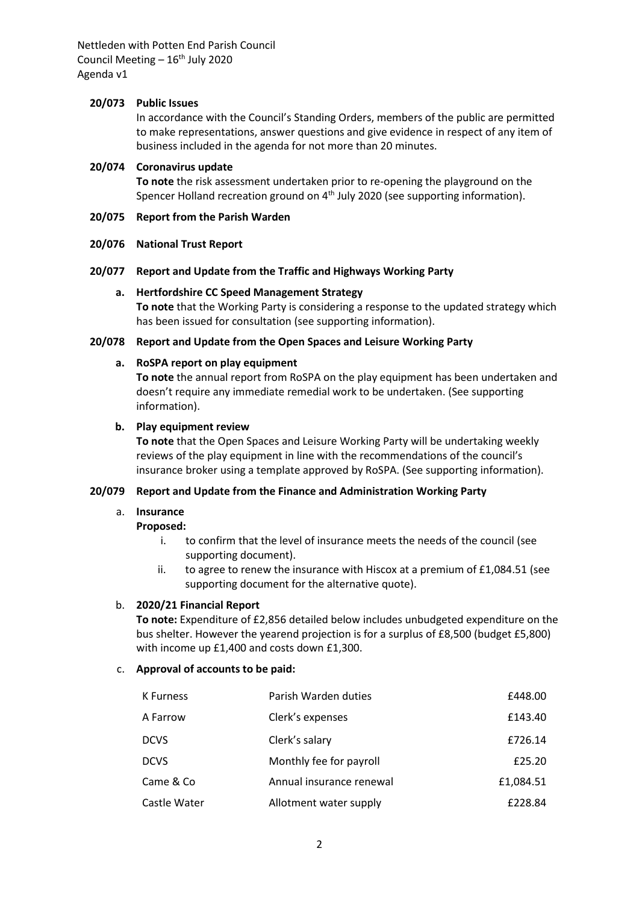**20/073 Public Issues**

In accordance with the Council's Standing Orders, members of the public are permitted to make representations, answer questions and give evidence in respect of any item of business included in the agenda for not more than 20 minutes.

**20/074 Coronavirus update**

**To note** the risk assessment undertaken prior to re-opening the playground on the Spencer Holland recreation ground on 4th July 2020 (see supporting information).

**20/075 Report from the Parish Warden**

**20/076 National Trust Report**

**20/077 Report and Update from the Traffic and Highways Working Party**

**a. Hertfordshire CC Speed Management Strategy**

**To note** that the Working Party is considering a response to the updated strategy which has been issued for consultation (see supporting information).

**20/078 Report and Update from the Open Spaces and Leisure Working Party**

**a. RoSPA report on play equipment**

**To note** the annual report from RoSPA on the play equipment has been undertaken and doesn't require any immediate remedial work to be undertaken. (See supporting information).

**b. Play equipment review**

**To note** that the Open Spaces and Leisure Working Party will be undertaking weekly reviews of the play equipment in line with the recommendations of the council's insurance broker using a template approved by RoSPA. (See supporting information).

**20/079 Report and Update from the Finance and Administration Working Party**

a. **Insurance**

**Proposed:**

i. to confirm that the level of insurance meets the needs of the council (see supporting document).

ii. to agree to renew the insurance with Hiscox at a premium of £1,084.51 (see supporting document for the alternative quote).

b. **2020/21 Financial Report**

**To note:** Expenditure of £2,856 detailed below includes unbudgeted expenditure on the bus shelter. However the yearend projection is for a surplus of £8,500 (budget £5,800) with income up £1,400 and costs down £1,300.

c. **Approval of accounts to be paid:**

| | | |
|---|---|---|
| K Furness | Parish Warden duties | £448.00 |
| A Farrow | Clerk's expenses | £143.40 |
| DCVS | Clerk's salary | £726.14 |
| DCVS | Monthly fee for payroll | £25.20 |
| Came & Co | Annual insurance renewal | £1,084.51 |
| Castle Water | Allotment water supply | £228.84 |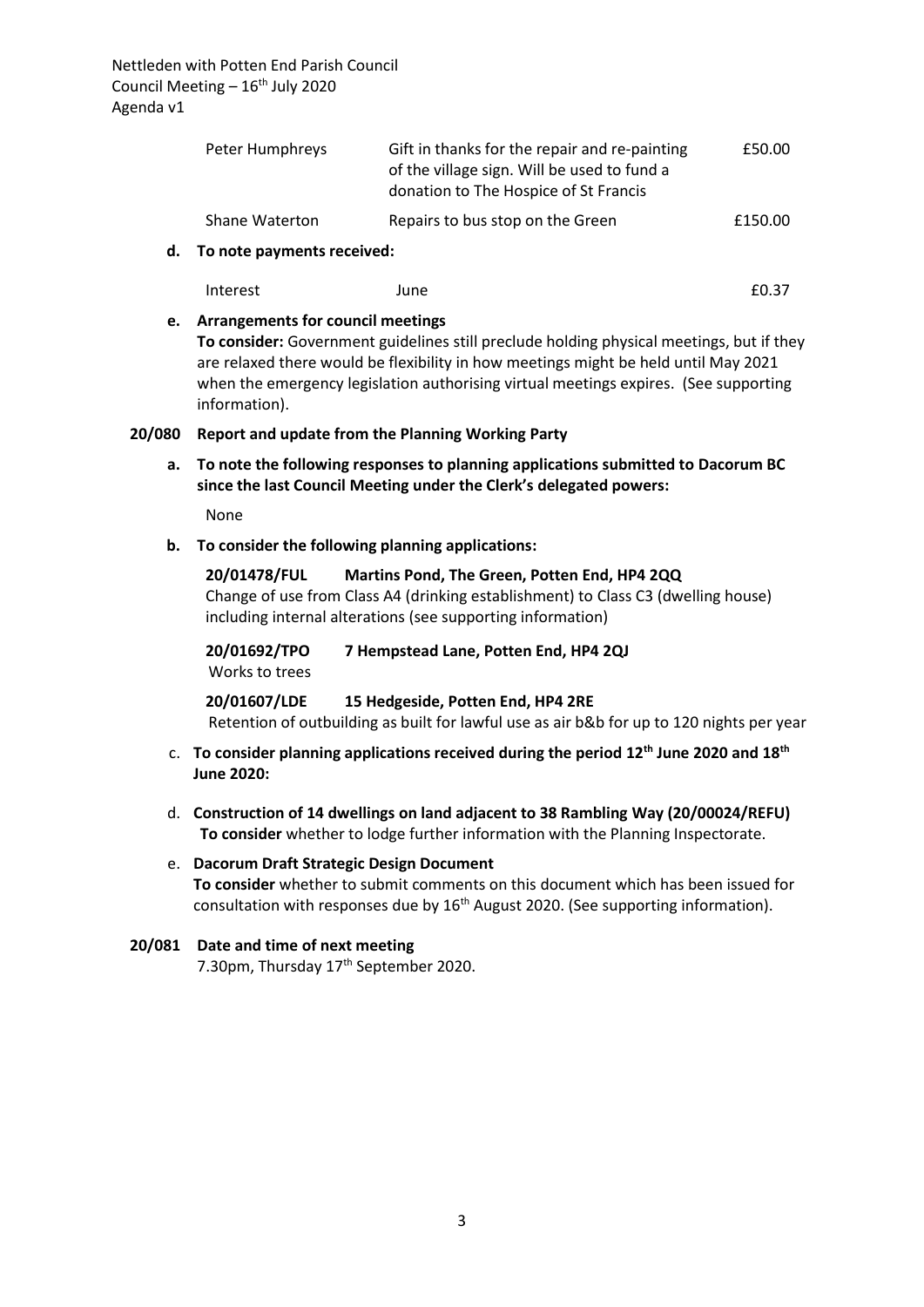| | | |
|---|---|---|
| Peter Humphreys | Gift in thanks for the repair and re-painting of the village sign. Will be used to fund a donation to The Hospice of St Francis | £50.00 |
| Shane Waterton | Repairs to bus stop on the Green | £150.00 |

**d. To note payments received:**

| | | |
|---|---|---|
| Interest | June | £0.37 |

**e. Arrangements for council meetings**

**To consider:** Government guidelines still preclude holding physical meetings, but if they are relaxed there would be flexibility in how meetings might be held until May 2021 when the emergency legislation authorising virtual meetings expires. (See supporting information).

**20/080 Report and update from the Planning Working Party**

**a. To note the following responses to planning applications submitted to Dacorum BC since the last Council Meeting under the Clerk's delegated powers:**

None

**b. To consider the following planning applications:**

**20/01478/FUL Martins Pond, The Green, Potten End, HP4 2QQ**
Change of use from Class A4 (drinking establishment) to Class C3 (dwelling house) including internal alterations (see supporting information)

**20/01692/TPO 7 Hempstead Lane, Potten End, HP4 2QJ**
Works to trees

**20/01607/LDE 15 Hedgeside, Potten End, HP4 2RE**
Retention of outbuilding as built for lawful use as air b&b for up to 120 nights per year

c. **To consider planning applications received during the period 12th June 2020 and 18th June 2020:**

d. **Construction of 14 dwellings on land adjacent to 38 Rambling Way (20/00024/REFU)**
**To consider** whether to lodge further information with the Planning Inspectorate.

e. **Dacorum Draft Strategic Design Document**
**To consider** whether to submit comments on this document which has been issued for consultation with responses due by 16th August 2020. (See supporting information).

**20/081 Date and time of next meeting**

7.30pm, Thursday 17th September 2020.